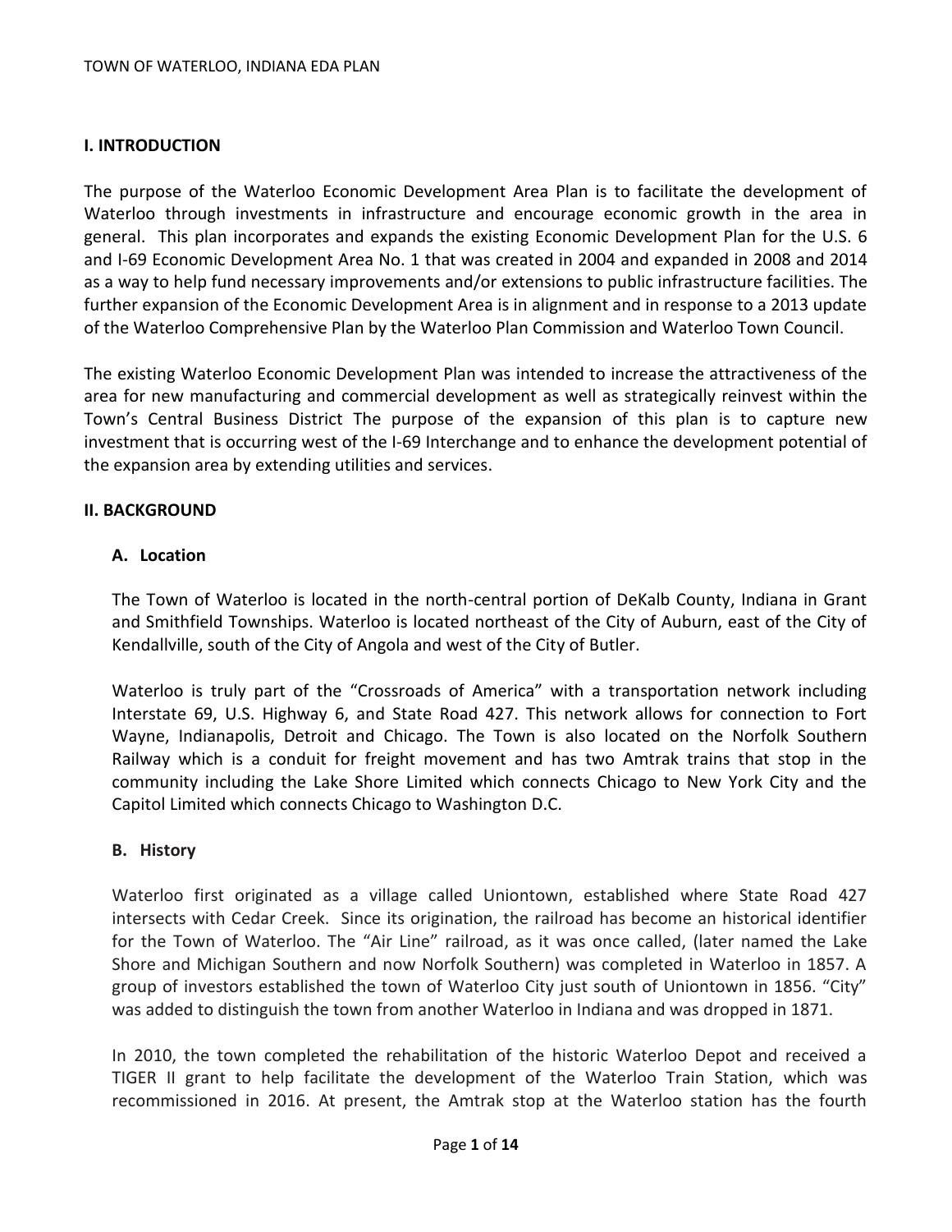## I. INTRODUCTION

The purpose of the Waterloo Economic Development Area Plan is to facilitate the development of Waterloo through investments in infrastructure and encourage economic growth in the area in general. This plan incorporates and expands the existing Economic Development Plan for the U.S. 6 and I-69 Economic Development Area No. 1 that was created in 2004 and expanded in 2008 and 2014 as a way to help fund necessary improvements and/or extensions to public infrastructure facilities. The further expansion of the Economic Development Area is in alignment and in response to a 2013 update of the Waterloo Comprehensive Plan by the Waterloo Plan Commission and Waterloo Town Council.

The existing Waterloo Economic Development Plan was intended to increase the attractiveness of the area for new manufacturing and commercial development as well as strategically reinvest within the Town's Central Business District The purpose of the expansion of this plan is to capture new investment that is occurring west of the I-69 Interchange and to enhance the development potential of the expansion area by extending utilities and services.

## II. BACKGROUND

### A. Location

The Town of Waterloo is located in the north-central portion of DeKalb County, Indiana in Grant and Smithfield Townships. Waterloo is located northeast of the City of Auburn, east of the City of Kendallville, south of the City of Angola and west of the City of Butler.

Waterloo is truly part of the "Crossroads of America" with a transportation network including Interstate 69, U.S. Highway 6, and State Road 427. This network allows for connection to Fort Wayne, Indianapolis, Detroit and Chicago. The Town is also located on the Norfolk Southern Railway which is a conduit for freight movement and has two Amtrak trains that stop in the community including the Lake Shore Limited which connects Chicago to New York City and the Capitol Limited which connects Chicago to Washington D.C.

### B. History

Waterloo first originated as a village called Uniontown, established where State Road 427 intersects with Cedar Creek. Since its origination, the railroad has become an historical identifier for the Town of Waterloo. The "Air Line" railroad, as it was once called, (later named the Lake Shore and Michigan Southern and now Norfolk Southern) was completed in Waterloo in 1857. A group of investors established the town of Waterloo City just south of Uniontown in 1856. "City" was added to distinguish the town from another Waterloo in Indiana and was dropped in 1871.

In 2010, the town completed the rehabilitation of the historic Waterloo Depot and received a TIGER II grant to help facilitate the development of the Waterloo Train Station, which was recommissioned in 2016. At present, the Amtrak stop at the Waterloo station has the fourth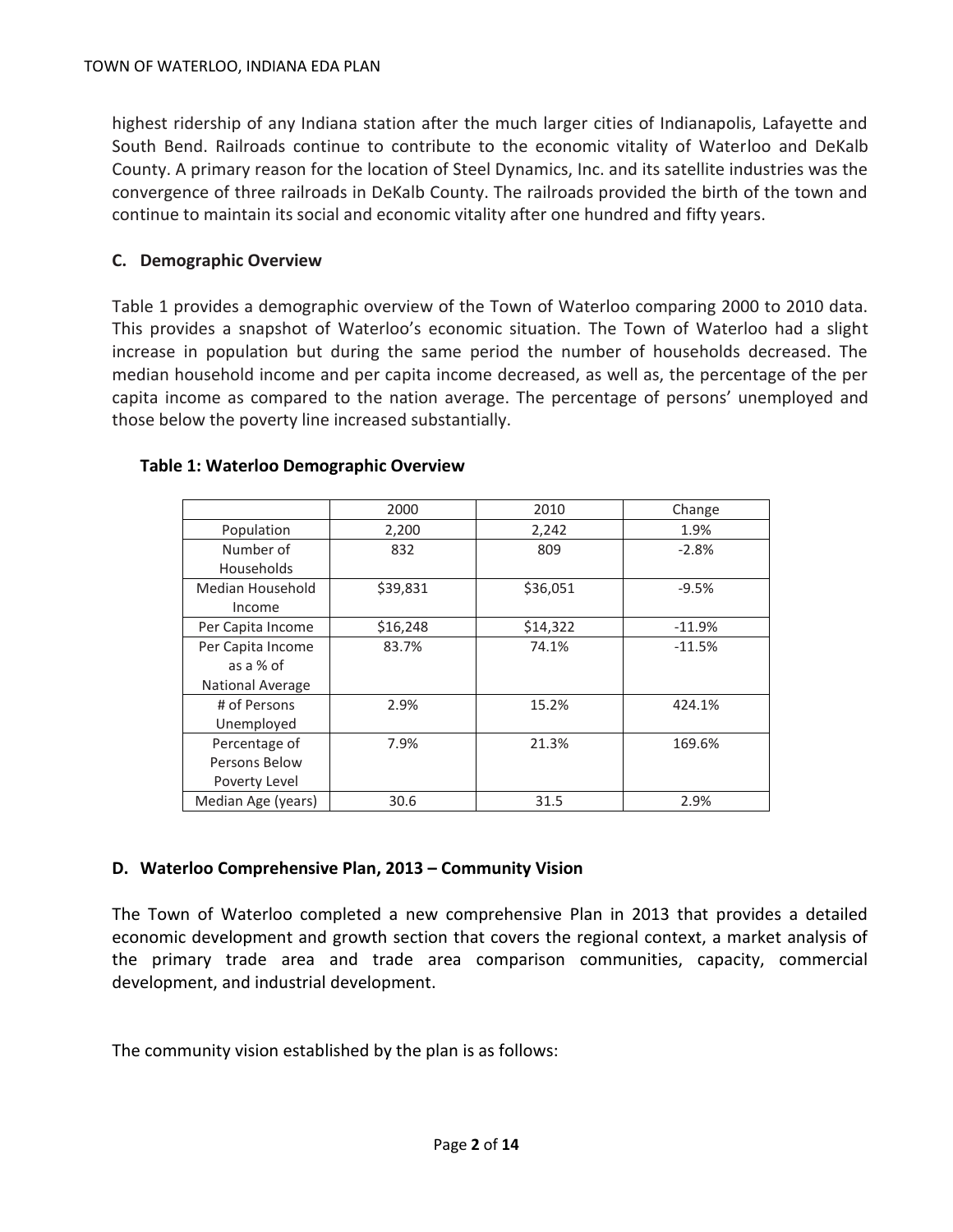highest ridership of any Indiana station after the much larger cities of Indianapolis, Lafayette and South Bend. Railroads continue to contribute to the economic vitality of Waterloo and DeKalb County. A primary reason for the location of Steel Dynamics, Inc. and its satellite industries was the convergence of three railroads in DeKalb County. The railroads provided the birth of the town and continue to maintain its social and economic vitality after one hundred and fifty years.

### C. Demographic Overview

Table 1 provides a demographic overview of the Town of Waterloo comparing 2000 to 2010 data. This provides a snapshot of Waterloo's economic situation. The Town of Waterloo had a slight increase in population but during the same period the number of households decreased. The median household income and per capita income decreased, as well as, the percentage of the per capita income as compared to the nation average. The percentage of persons' unemployed and those below the poverty line increased substantially.

**Table 1: Waterloo Demographic Overview**

| | 2000 | 2010 | Change |
|---|---|---|---|
| Population | 2,200 | 2,242 | 1.9% |
| Number of Households | 832 | 809 | -2.8% |
| Median Household Income | $39,831 | $36,051 | -9.5% |
| Per Capita Income | $16,248 | $14,322 | -11.9% |
| Per Capita Income as a % of National Average | 83.7% | 74.1% | -11.5% |
| # of Persons Unemployed | 2.9% | 15.2% | 424.1% |
| Percentage of Persons Below Poverty Level | 7.9% | 21.3% | 169.6% |
| Median Age (years) | 30.6 | 31.5 | 2.9% |

### D. Waterloo Comprehensive Plan, 2013 – Community Vision

The Town of Waterloo completed a new comprehensive Plan in 2013 that provides a detailed economic development and growth section that covers the regional context, a market analysis of the primary trade area and trade area comparison communities, capacity, commercial development, and industrial development.

The community vision established by the plan is as follows: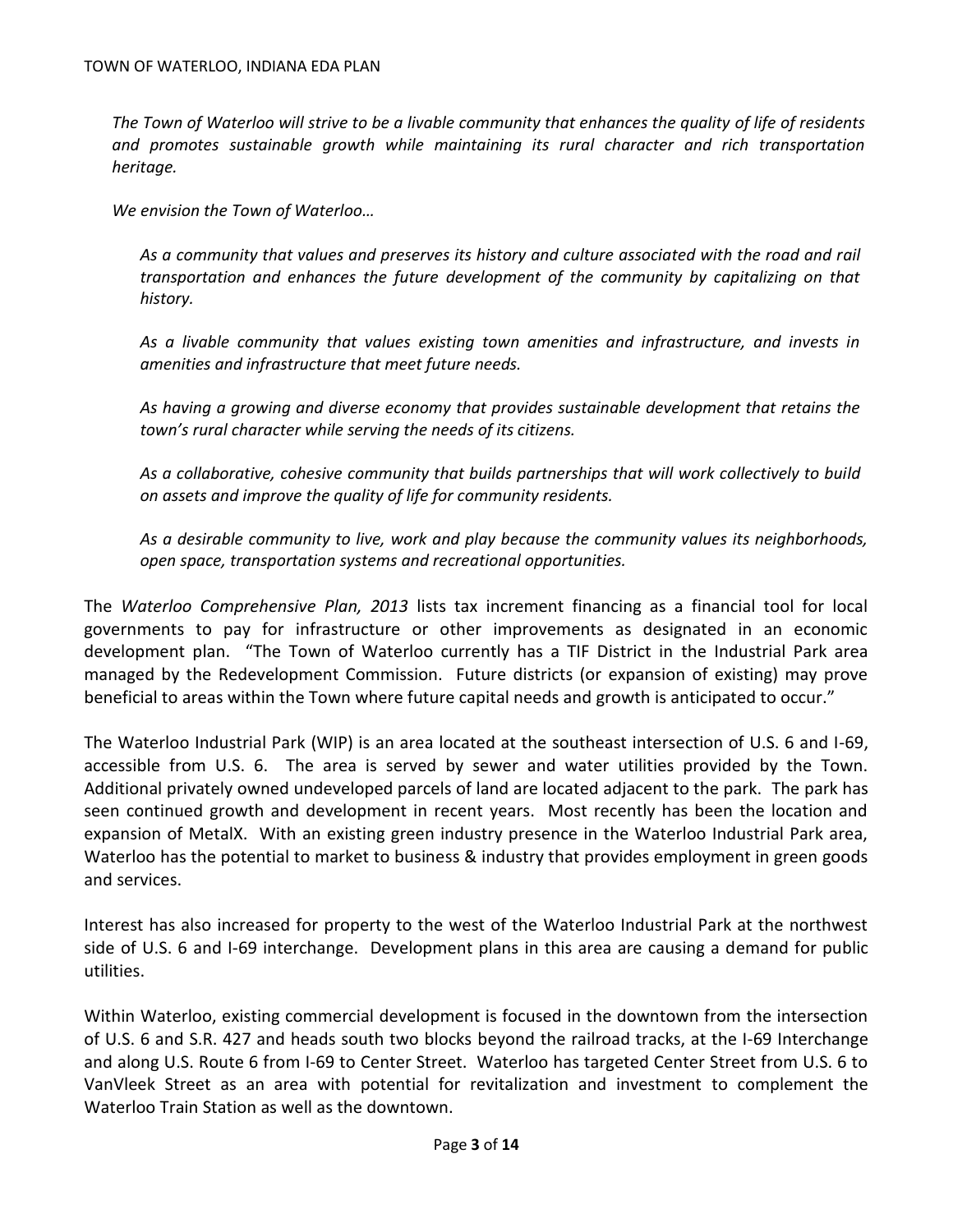*The Town of Waterloo will strive to be a livable community that enhances the quality of life of residents and promotes sustainable growth while maintaining its rural character and rich transportation heritage.*

*We envision the Town of Waterloo…*

> *As a community that values and preserves its history and culture associated with the road and rail transportation and enhances the future development of the community by capitalizing on that history.*
>
> *As a livable community that values existing town amenities and infrastructure, and invests in amenities and infrastructure that meet future needs.*
>
> *As having a growing and diverse economy that provides sustainable development that retains the town's rural character while serving the needs of its citizens.*
>
> *As a collaborative, cohesive community that builds partnerships that will work collectively to build on assets and improve the quality of life for community residents.*
>
> *As a desirable community to live, work and play because the community values its neighborhoods, open space, transportation systems and recreational opportunities.*

The *Waterloo Comprehensive Plan, 2013* lists tax increment financing as a financial tool for local governments to pay for infrastructure or other improvements as designated in an economic development plan. "The Town of Waterloo currently has a TIF District in the Industrial Park area managed by the Redevelopment Commission. Future districts (or expansion of existing) may prove beneficial to areas within the Town where future capital needs and growth is anticipated to occur."

The Waterloo Industrial Park (WIP) is an area located at the southeast intersection of U.S. 6 and I-69, accessible from U.S. 6. The area is served by sewer and water utilities provided by the Town. Additional privately owned undeveloped parcels of land are located adjacent to the park. The park has seen continued growth and development in recent years. Most recently has been the location and expansion of MetalX. With an existing green industry presence in the Waterloo Industrial Park area, Waterloo has the potential to market to business & industry that provides employment in green goods and services.

Interest has also increased for property to the west of the Waterloo Industrial Park at the northwest side of U.S. 6 and I-69 interchange. Development plans in this area are causing a demand for public utilities.

Within Waterloo, existing commercial development is focused in the downtown from the intersection of U.S. 6 and S.R. 427 and heads south two blocks beyond the railroad tracks, at the I-69 Interchange and along U.S. Route 6 from I-69 to Center Street. Waterloo has targeted Center Street from U.S. 6 to VanVleek Street as an area with potential for revitalization and investment to complement the Waterloo Train Station as well as the downtown.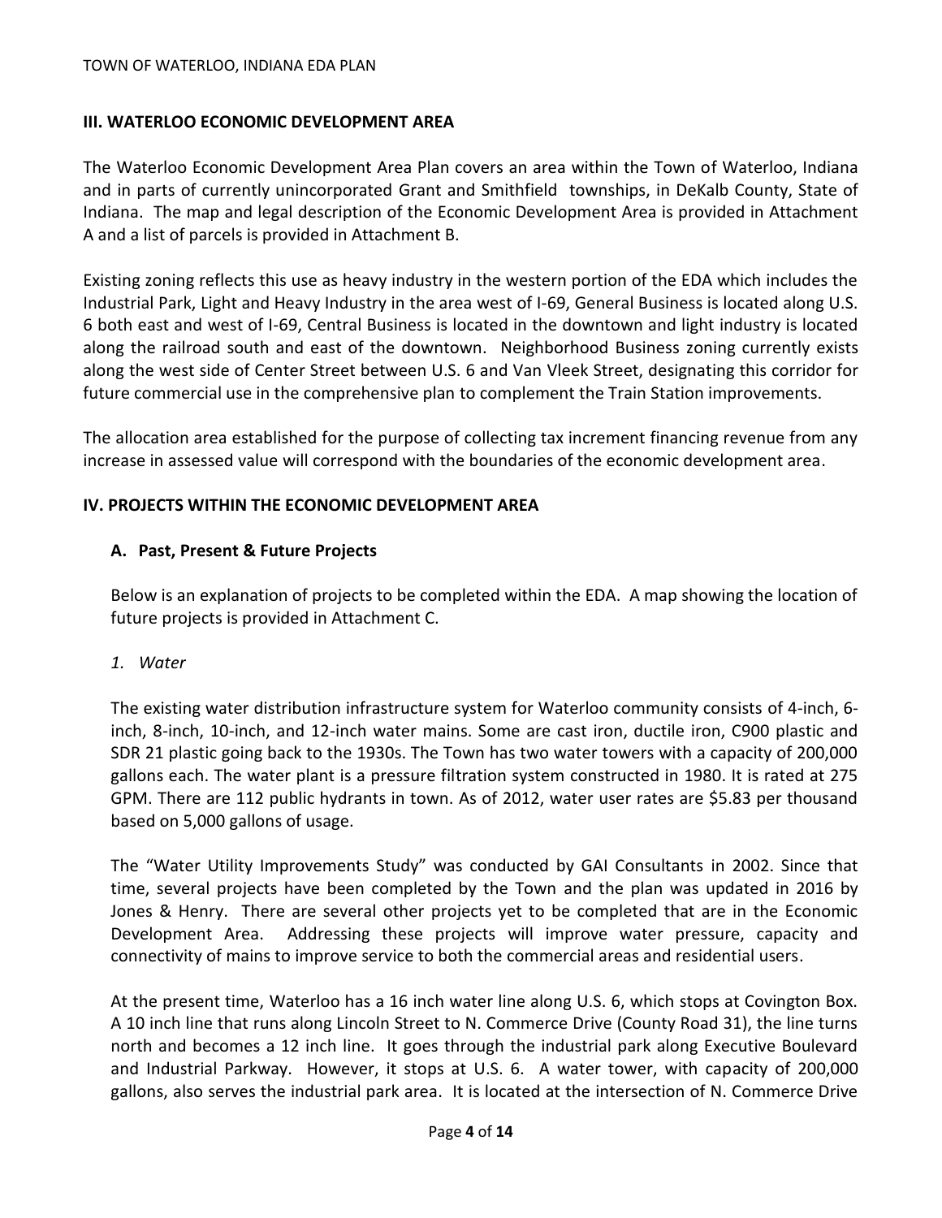## III. WATERLOO ECONOMIC DEVELOPMENT AREA

The Waterloo Economic Development Area Plan covers an area within the Town of Waterloo, Indiana and in parts of currently unincorporated Grant and Smithfield townships, in DeKalb County, State of Indiana. The map and legal description of the Economic Development Area is provided in Attachment A and a list of parcels is provided in Attachment B.

Existing zoning reflects this use as heavy industry in the western portion of the EDA which includes the Industrial Park, Light and Heavy Industry in the area west of I-69, General Business is located along U.S. 6 both east and west of I-69, Central Business is located in the downtown and light industry is located along the railroad south and east of the downtown. Neighborhood Business zoning currently exists along the west side of Center Street between U.S. 6 and Van Vleek Street, designating this corridor for future commercial use in the comprehensive plan to complement the Train Station improvements.

The allocation area established for the purpose of collecting tax increment financing revenue from any increase in assessed value will correspond with the boundaries of the economic development area.

## IV. PROJECTS WITHIN THE ECONOMIC DEVELOPMENT AREA

### A. Past, Present & Future Projects

Below is an explanation of projects to be completed within the EDA. A map showing the location of future projects is provided in Attachment C.

*1. Water*

The existing water distribution infrastructure system for Waterloo community consists of 4-inch, 6-inch, 8-inch, 10-inch, and 12-inch water mains. Some are cast iron, ductile iron, C900 plastic and SDR 21 plastic going back to the 1930s. The Town has two water towers with a capacity of 200,000 gallons each. The water plant is a pressure filtration system constructed in 1980. It is rated at 275 GPM. There are 112 public hydrants in town. As of 2012, water user rates are $5.83 per thousand based on 5,000 gallons of usage.

The "Water Utility Improvements Study" was conducted by GAI Consultants in 2002. Since that time, several projects have been completed by the Town and the plan was updated in 2016 by Jones & Henry. There are several other projects yet to be completed that are in the Economic Development Area. Addressing these projects will improve water pressure, capacity and connectivity of mains to improve service to both the commercial areas and residential users.

At the present time, Waterloo has a 16 inch water line along U.S. 6, which stops at Covington Box. A 10 inch line that runs along Lincoln Street to N. Commerce Drive (County Road 31), the line turns north and becomes a 12 inch line. It goes through the industrial park along Executive Boulevard and Industrial Parkway. However, it stops at U.S. 6. A water tower, with capacity of 200,000 gallons, also serves the industrial park area. It is located at the intersection of N. Commerce Drive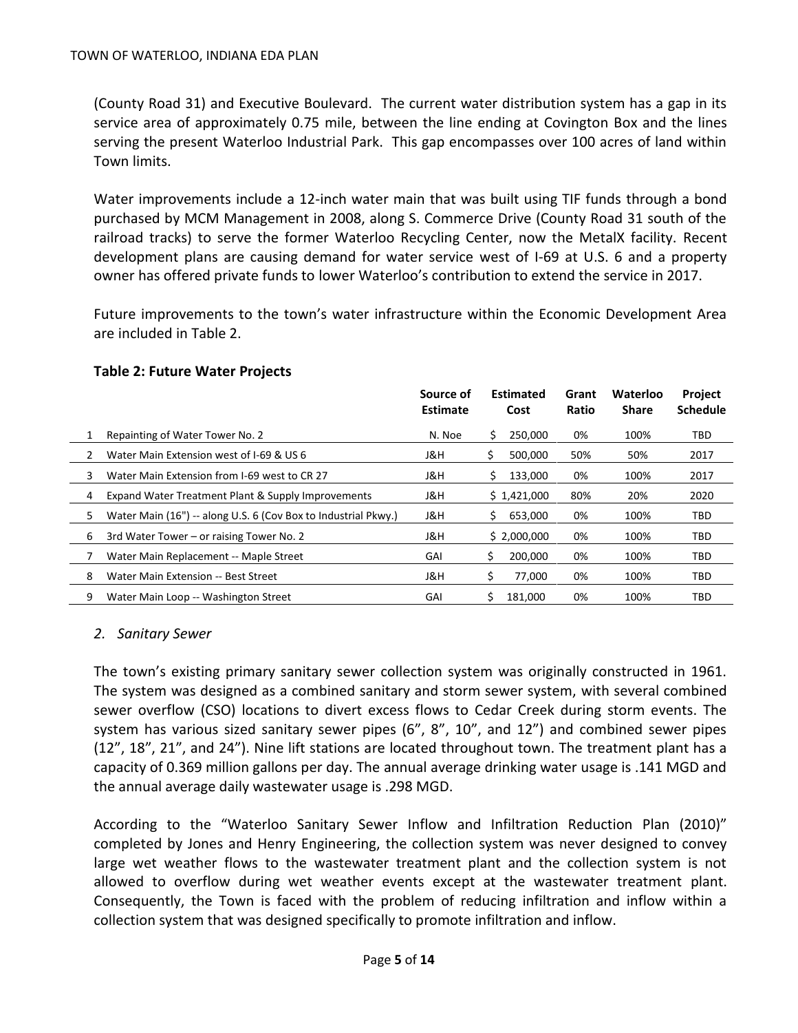(County Road 31) and Executive Boulevard. The current water distribution system has a gap in its service area of approximately 0.75 mile, between the line ending at Covington Box and the lines serving the present Waterloo Industrial Park. This gap encompasses over 100 acres of land within Town limits.

Water improvements include a 12-inch water main that was built using TIF funds through a bond purchased by MCM Management in 2008, along S. Commerce Drive (County Road 31 south of the railroad tracks) to serve the former Waterloo Recycling Center, now the MetalX facility. Recent development plans are causing demand for water service west of I-69 at U.S. 6 and a property owner has offered private funds to lower Waterloo's contribution to extend the service in 2017.

Future improvements to the town's water infrastructure within the Economic Development Area are included in Table 2.

**Table 2: Future Water Projects**

| | | Source of Estimate | Estimated Cost | Grant Ratio | Waterloo Share | Project Schedule |
|---|---|---|---|---|---|---|
| 1 | Repainting of Water Tower No. 2 | N. Noe | $ 250,000 | 0% | 100% | TBD |
| 2 | Water Main Extension west of I-69 & US 6 | J&H | $ 500,000 | 50% | 50% | 2017 |
| 3 | Water Main Extension from I-69 west to CR 27 | J&H | $ 133,000 | 0% | 100% | 2017 |
| 4 | Expand Water Treatment Plant & Supply Improvements | J&H | $ 1,421,000 | 80% | 20% | 2020 |
| 5 | Water Main (16") -- along U.S. 6 (Cov Box to Industrial Pkwy.) | J&H | $ 653,000 | 0% | 100% | TBD |
| 6 | 3rd Water Tower – or raising Tower No. 2 | J&H | $ 2,000,000 | 0% | 100% | TBD |
| 7 | Water Main Replacement -- Maple Street | GAI | $ 200,000 | 0% | 100% | TBD |
| 8 | Water Main Extension -- Best Street | J&H | $ 77,000 | 0% | 100% | TBD |
| 9 | Water Main Loop -- Washington Street | GAI | $ 181,000 | 0% | 100% | TBD |

*2. Sanitary Sewer*

The town's existing primary sanitary sewer collection system was originally constructed in 1961. The system was designed as a combined sanitary and storm sewer system, with several combined sewer overflow (CSO) locations to divert excess flows to Cedar Creek during storm events. The system has various sized sanitary sewer pipes (6", 8", 10", and 12") and combined sewer pipes (12", 18", 21", and 24"). Nine lift stations are located throughout town. The treatment plant has a capacity of 0.369 million gallons per day. The annual average drinking water usage is .141 MGD and the annual average daily wastewater usage is .298 MGD.

According to the "Waterloo Sanitary Sewer Inflow and Infiltration Reduction Plan (2010)" completed by Jones and Henry Engineering, the collection system was never designed to convey large wet weather flows to the wastewater treatment plant and the collection system is not allowed to overflow during wet weather events except at the wastewater treatment plant. Consequently, the Town is faced with the problem of reducing infiltration and inflow within a collection system that was designed specifically to promote infiltration and inflow.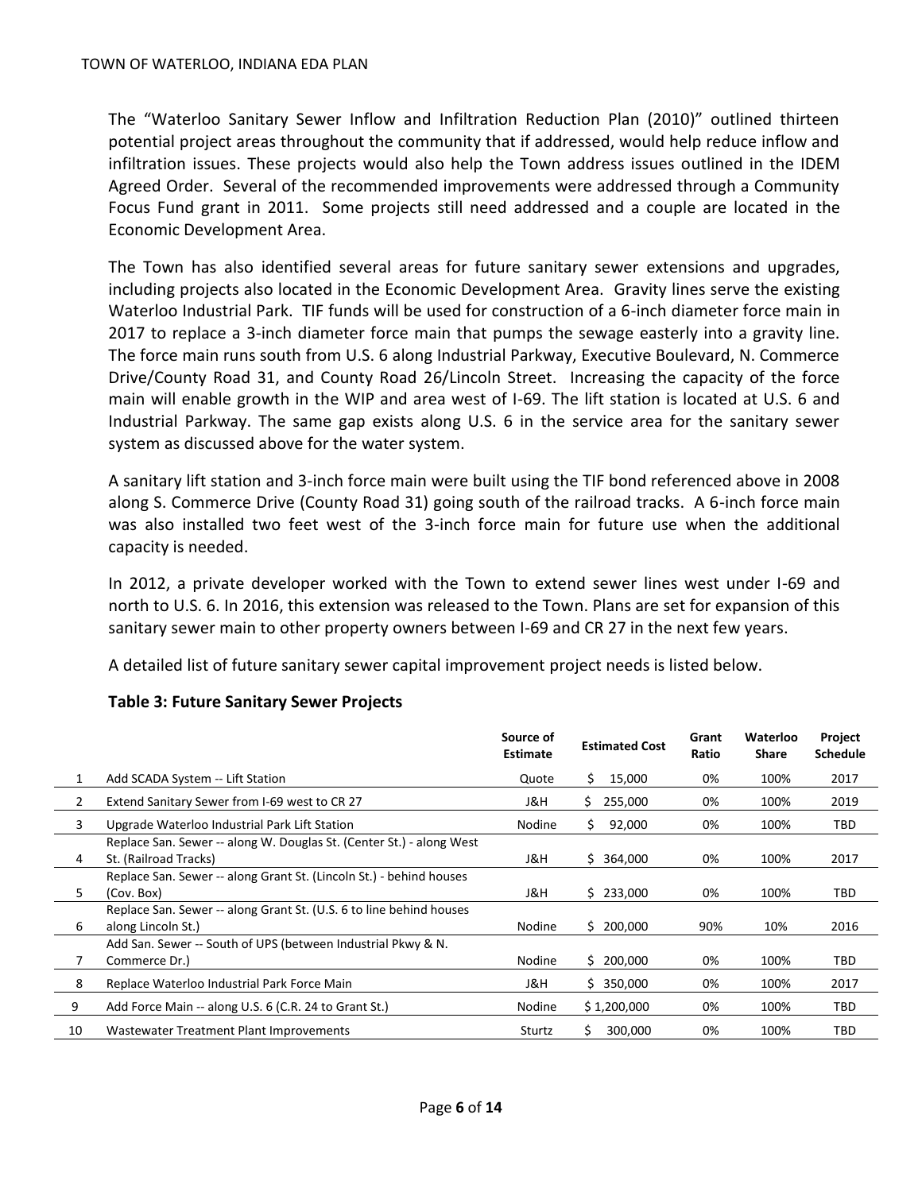The "Waterloo Sanitary Sewer Inflow and Infiltration Reduction Plan (2010)" outlined thirteen potential project areas throughout the community that if addressed, would help reduce inflow and infiltration issues. These projects would also help the Town address issues outlined in the IDEM Agreed Order. Several of the recommended improvements were addressed through a Community Focus Fund grant in 2011. Some projects still need addressed and a couple are located in the Economic Development Area.

The Town has also identified several areas for future sanitary sewer extensions and upgrades, including projects also located in the Economic Development Area. Gravity lines serve the existing Waterloo Industrial Park. TIF funds will be used for construction of a 6-inch diameter force main in 2017 to replace a 3-inch diameter force main that pumps the sewage easterly into a gravity line. The force main runs south from U.S. 6 along Industrial Parkway, Executive Boulevard, N. Commerce Drive/County Road 31, and County Road 26/Lincoln Street. Increasing the capacity of the force main will enable growth in the WIP and area west of I-69. The lift station is located at U.S. 6 and Industrial Parkway. The same gap exists along U.S. 6 in the service area for the sanitary sewer system as discussed above for the water system.

A sanitary lift station and 3-inch force main were built using the TIF bond referenced above in 2008 along S. Commerce Drive (County Road 31) going south of the railroad tracks. A 6-inch force main was also installed two feet west of the 3-inch force main for future use when the additional capacity is needed.

In 2012, a private developer worked with the Town to extend sewer lines west under I-69 and north to U.S. 6. In 2016, this extension was released to the Town. Plans are set for expansion of this sanitary sewer main to other property owners between I-69 and CR 27 in the next few years.

A detailed list of future sanitary sewer capital improvement project needs is listed below.

### Table 3: Future Sanitary Sewer Projects

| | | Source of Estimate | Estimated Cost | Grant Ratio | Waterloo Share | Project Schedule |
|---|---|---|---|---|---|---|
| 1 | Add SCADA System -- Lift Station | Quote | $ 15,000 | 0% | 100% | 2017 |
| 2 | Extend Sanitary Sewer from I-69 west to CR 27 | J&H | $ 255,000 | 0% | 100% | 2019 |
| 3 | Upgrade Waterloo Industrial Park Lift Station | Nodine | $ 92,000 | 0% | 100% | TBD |
| 4 | Replace San. Sewer -- along W. Douglas St. (Center St.) - along West St. (Railroad Tracks) | J&H | $ 364,000 | 0% | 100% | 2017 |
| 5 | Replace San. Sewer -- along Grant St. (Lincoln St.) - behind houses (Cov. Box) | J&H | $ 233,000 | 0% | 100% | TBD |
| 6 | Replace San. Sewer -- along Grant St. (U.S. 6 to line behind houses along Lincoln St.) | Nodine | $ 200,000 | 90% | 10% | 2016 |
| 7 | Add San. Sewer -- South of UPS (between Industrial Pkwy & N. Commerce Dr.) | Nodine | $ 200,000 | 0% | 100% | TBD |
| 8 | Replace Waterloo Industrial Park Force Main | J&H | $ 350,000 | 0% | 100% | 2017 |
| 9 | Add Force Main -- along U.S. 6 (C.R. 24 to Grant St.) | Nodine | $ 1,200,000 | 0% | 100% | TBD |
| 10 | Wastewater Treatment Plant Improvements | Sturtz | $ 300,000 | 0% | 100% | TBD |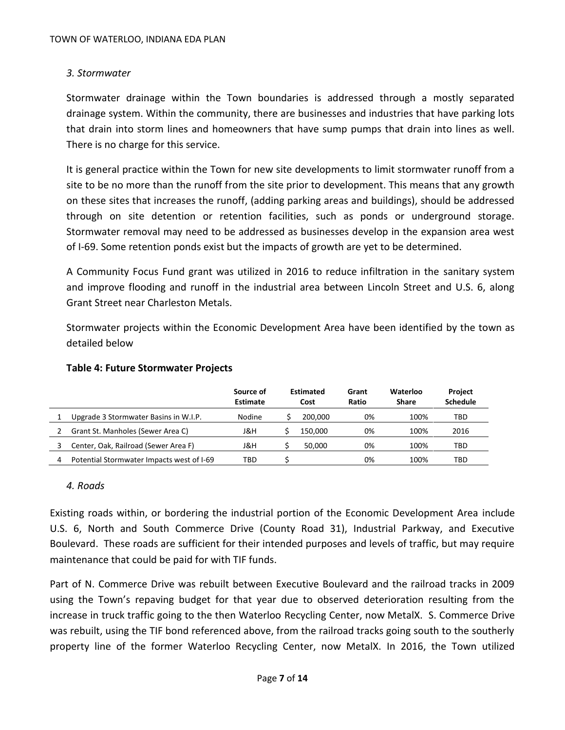*3. Stormwater*

Stormwater drainage within the Town boundaries is addressed through a mostly separated drainage system. Within the community, there are businesses and industries that have parking lots that drain into storm lines and homeowners that have sump pumps that drain into lines as well. There is no charge for this service.

It is general practice within the Town for new site developments to limit stormwater runoff from a site to be no more than the runoff from the site prior to development. This means that any growth on these sites that increases the runoff, (adding parking areas and buildings), should be addressed through on site detention or retention facilities, such as ponds or underground storage. Stormwater removal may need to be addressed as businesses develop in the expansion area west of I-69. Some retention ponds exist but the impacts of growth are yet to be determined.

A Community Focus Fund grant was utilized in 2016 to reduce infiltration in the sanitary system and improve flooding and runoff in the industrial area between Lincoln Street and U.S. 6, along Grant Street near Charleston Metals.

Stormwater projects within the Economic Development Area have been identified by the town as detailed below

**Table 4: Future Stormwater Projects**

| | | Source of Estimate | Estimated Cost | Grant Ratio | Waterloo Share | Project Schedule |
|---|---|---|---|---|---|---|
| 1 | Upgrade 3 Stormwater Basins in W.I.P. | Nodine | $ 200,000 | 0% | 100% | TBD |
| 2 | Grant St. Manholes (Sewer Area C) | J&H | $ 150,000 | 0% | 100% | 2016 |
| 3 | Center, Oak, Railroad (Sewer Area F) | J&H | $ 50,000 | 0% | 100% | TBD |
| 4 | Potential Stormwater Impacts west of I-69 | TBD | $ | 0% | 100% | TBD |

*4. Roads*

Existing roads within, or bordering the industrial portion of the Economic Development Area include U.S. 6, North and South Commerce Drive (County Road 31), Industrial Parkway, and Executive Boulevard. These roads are sufficient for their intended purposes and levels of traffic, but may require maintenance that could be paid for with TIF funds.

Part of N. Commerce Drive was rebuilt between Executive Boulevard and the railroad tracks in 2009 using the Town's repaving budget for that year due to observed deterioration resulting from the increase in truck traffic going to the then Waterloo Recycling Center, now MetalX. S. Commerce Drive was rebuilt, using the TIF bond referenced above, from the railroad tracks going south to the southerly property line of the former Waterloo Recycling Center, now MetalX. In 2016, the Town utilized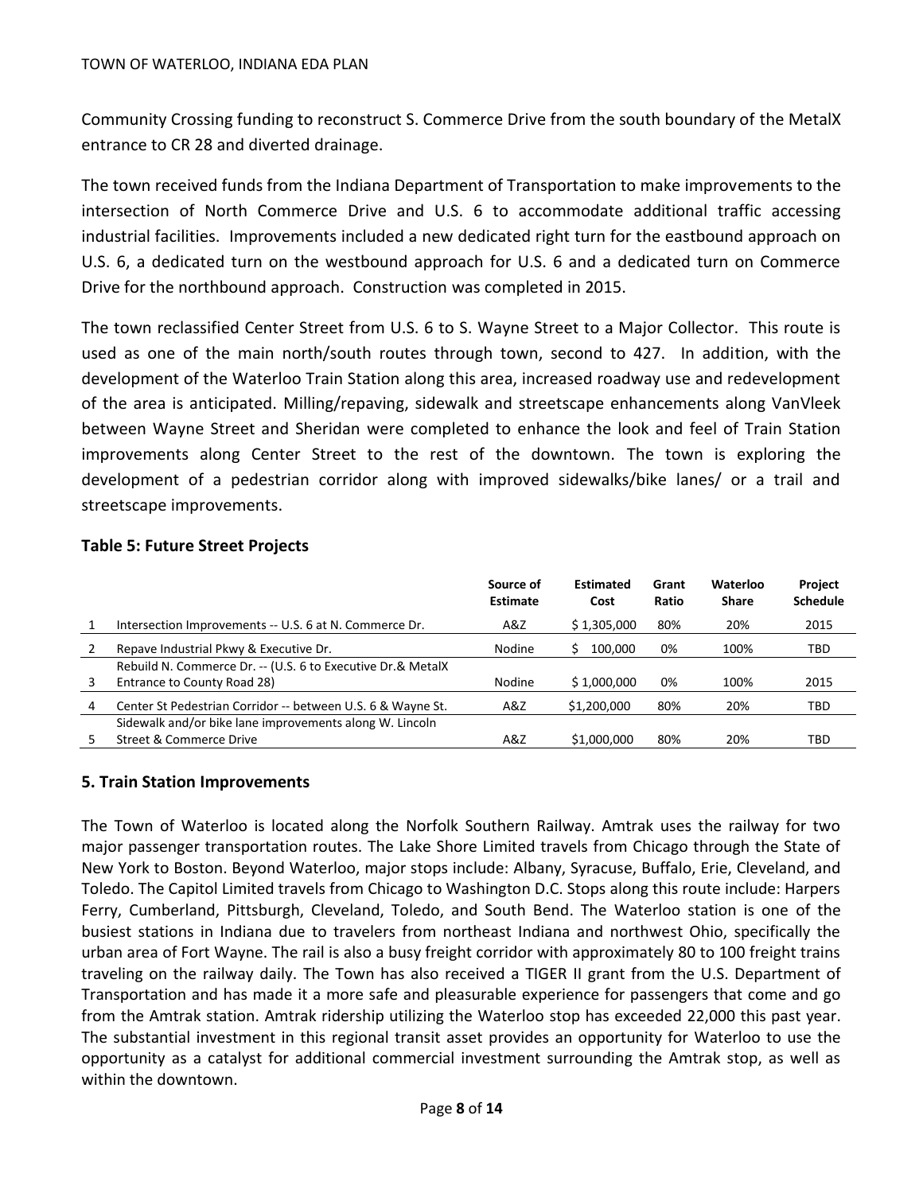Community Crossing funding to reconstruct S. Commerce Drive from the south boundary of the MetalX entrance to CR 28 and diverted drainage.

The town received funds from the Indiana Department of Transportation to make improvements to the intersection of North Commerce Drive and U.S. 6 to accommodate additional traffic accessing industrial facilities. Improvements included a new dedicated right turn for the eastbound approach on U.S. 6, a dedicated turn on the westbound approach for U.S. 6 and a dedicated turn on Commerce Drive for the northbound approach. Construction was completed in 2015.

The town reclassified Center Street from U.S. 6 to S. Wayne Street to a Major Collector. This route is used as one of the main north/south routes through town, second to 427. In addition, with the development of the Waterloo Train Station along this area, increased roadway use and redevelopment of the area is anticipated. Milling/repaving, sidewalk and streetscape enhancements along VanVleek between Wayne Street and Sheridan were completed to enhance the look and feel of Train Station improvements along Center Street to the rest of the downtown. The town is exploring the development of a pedestrian corridor along with improved sidewalks/bike lanes/ or a trail and streetscape improvements.

**Table 5: Future Street Projects**

| | | Source of Estimate | Estimated Cost | Grant Ratio | Waterloo Share | Project Schedule |
|---|---|---|---|---|---|---|
| 1 | Intersection Improvements -- U.S. 6 at N. Commerce Dr. | A&Z | $ 1,305,000 | 80% | 20% | 2015 |
| 2 | Repave Industrial Pkwy & Executive Dr. | Nodine | $ 100,000 | 0% | 100% | TBD |
| 3 | Rebuild N. Commerce Dr. -- (U.S. 6 to Executive Dr.& MetalX Entrance to County Road 28) | Nodine | $ 1,000,000 | 0% | 100% | 2015 |
| 4 | Center St Pedestrian Corridor -- between U.S. 6 & Wayne St. | A&Z | $1,200,000 | 80% | 20% | TBD |
| 5 | Sidewalk and/or bike lane improvements along W. Lincoln Street & Commerce Drive | A&Z | $1,000,000 | 80% | 20% | TBD |

## 5. Train Station Improvements

The Town of Waterloo is located along the Norfolk Southern Railway. Amtrak uses the railway for two major passenger transportation routes. The Lake Shore Limited travels from Chicago through the State of New York to Boston. Beyond Waterloo, major stops include: Albany, Syracuse, Buffalo, Erie, Cleveland, and Toledo. The Capitol Limited travels from Chicago to Washington D.C. Stops along this route include: Harpers Ferry, Cumberland, Pittsburgh, Cleveland, Toledo, and South Bend. The Waterloo station is one of the busiest stations in Indiana due to travelers from northeast Indiana and northwest Ohio, specifically the urban area of Fort Wayne. The rail is also a busy freight corridor with approximately 80 to 100 freight trains traveling on the railway daily. The Town has also received a TIGER II grant from the U.S. Department of Transportation and has made it a more safe and pleasurable experience for passengers that come and go from the Amtrak station. Amtrak ridership utilizing the Waterloo stop has exceeded 22,000 this past year. The substantial investment in this regional transit asset provides an opportunity for Waterloo to use the opportunity as a catalyst for additional commercial investment surrounding the Amtrak stop, as well as within the downtown.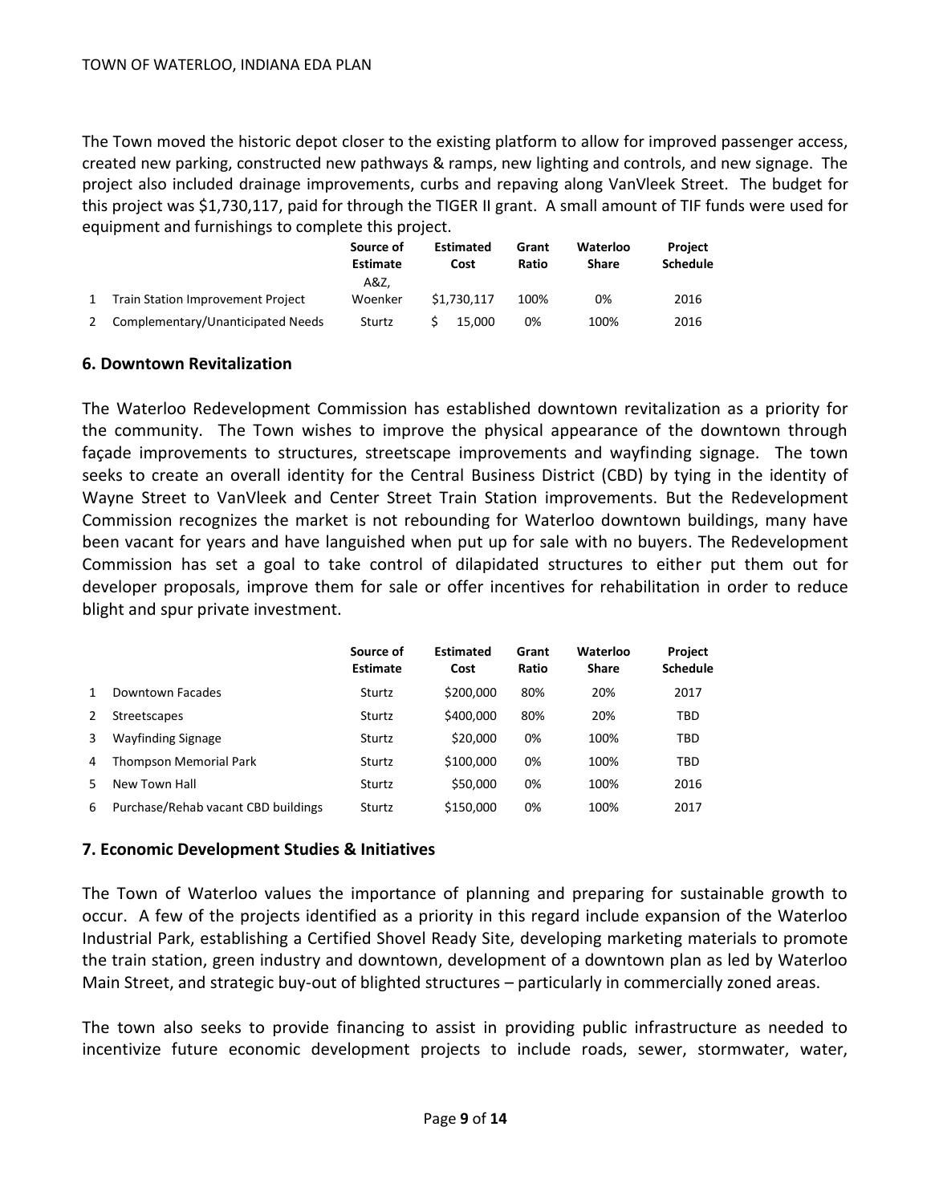The Town moved the historic depot closer to the existing platform to allow for improved passenger access, created new parking, constructed new pathways & ramps, new lighting and controls, and new signage. The project also included drainage improvements, curbs and repaving along VanVleek Street. The budget for this project was $1,730,117, paid for through the TIGER II grant. A small amount of TIF funds were used for equipment and furnishings to complete this project.

| | | Source of Estimate | Estimated Cost | Grant Ratio | Waterloo Share | Project Schedule |
|---|---|---|---|---|---|---|
| 1 | Train Station Improvement Project | A&Z, Woenker | $1,730,117 | 100% | 0% | 2016 |
| 2 | Complementary/Unanticipated Needs | Sturtz | $ 15,000 | 0% | 100% | 2016 |

### 6. Downtown Revitalization

The Waterloo Redevelopment Commission has established downtown revitalization as a priority for the community. The Town wishes to improve the physical appearance of the downtown through façade improvements to structures, streetscape improvements and wayfinding signage. The town seeks to create an overall identity for the Central Business District (CBD) by tying in the identity of Wayne Street to VanVleek and Center Street Train Station improvements. But the Redevelopment Commission recognizes the market is not rebounding for Waterloo downtown buildings, many have been vacant for years and have languished when put up for sale with no buyers. The Redevelopment Commission has set a goal to take control of dilapidated structures to either put them out for developer proposals, improve them for sale or offer incentives for rehabilitation in order to reduce blight and spur private investment.

| | | Source of Estimate | Estimated Cost | Grant Ratio | Waterloo Share | Project Schedule |
|---|---|---|---|---|---|---|
| 1 | Downtown Facades | Sturtz | $200,000 | 80% | 20% | 2017 |
| 2 | Streetscapes | Sturtz | $400,000 | 80% | 20% | TBD |
| 3 | Wayfinding Signage | Sturtz | $20,000 | 0% | 100% | TBD |
| 4 | Thompson Memorial Park | Sturtz | $100,000 | 0% | 100% | TBD |
| 5 | New Town Hall | Sturtz | $50,000 | 0% | 100% | 2016 |
| 6 | Purchase/Rehab vacant CBD buildings | Sturtz | $150,000 | 0% | 100% | 2017 |

### 7. Economic Development Studies & Initiatives

The Town of Waterloo values the importance of planning and preparing for sustainable growth to occur. A few of the projects identified as a priority in this regard include expansion of the Waterloo Industrial Park, establishing a Certified Shovel Ready Site, developing marketing materials to promote the train station, green industry and downtown, development of a downtown plan as led by Waterloo Main Street, and strategic buy-out of blighted structures – particularly in commercially zoned areas.

The town also seeks to provide financing to assist in providing public infrastructure as needed to incentivize future economic development projects to include roads, sewer, stormwater, water,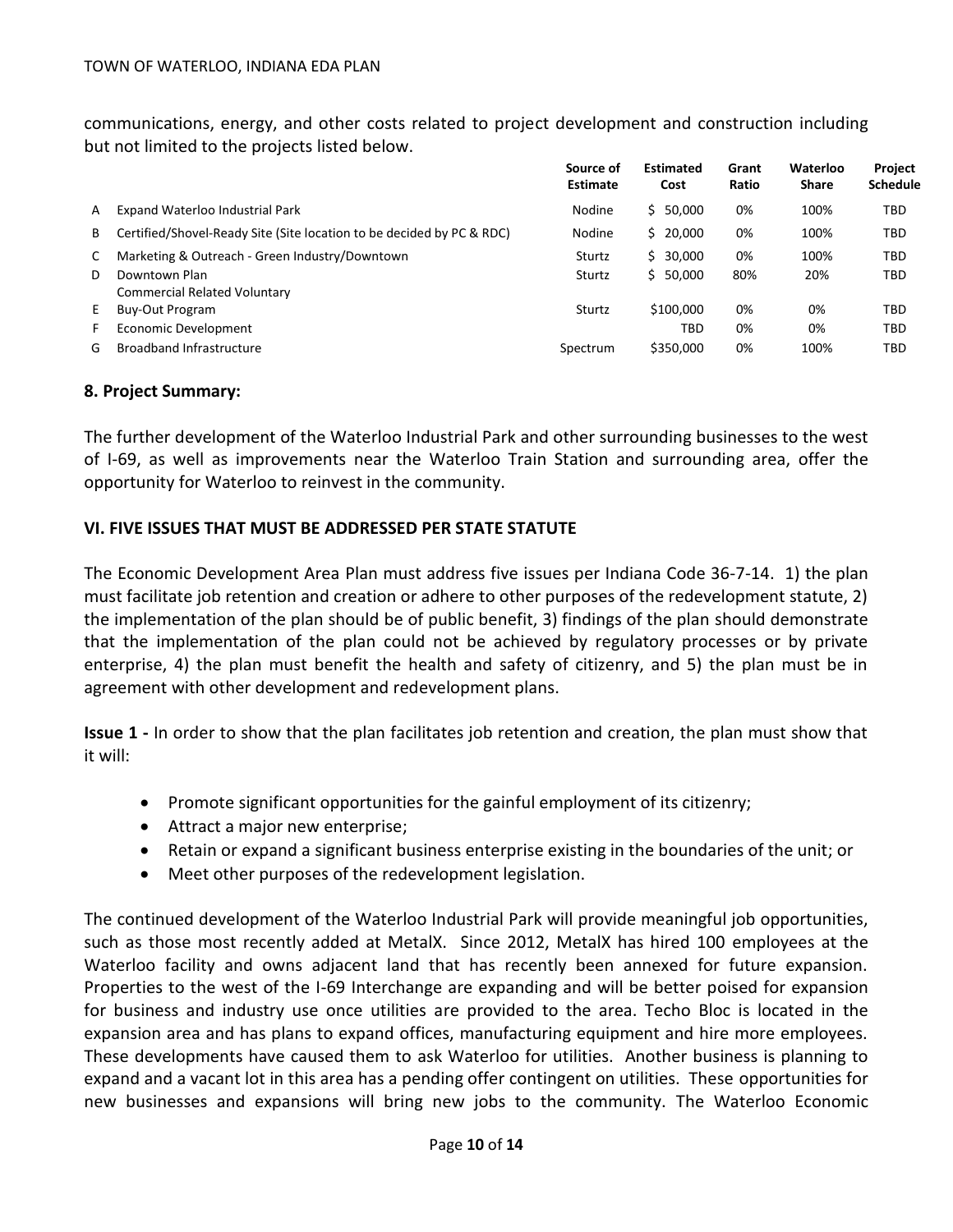communications, energy, and other costs related to project development and construction including but not limited to the projects listed below.

| | | Source of Estimate | Estimated Cost | Grant Ratio | Waterloo Share | Project Schedule |
|---|---|---|---|---|---|---|
| A | Expand Waterloo Industrial Park | Nodine | $ 50,000 | 0% | 100% | TBD |
| B | Certified/Shovel-Ready Site (Site location to be decided by PC & RDC) | Nodine | $ 20,000 | 0% | 100% | TBD |
| C | Marketing & Outreach - Green Industry/Downtown | Sturtz | $ 30,000 | 0% | 100% | TBD |
| D | Downtown Plan | Sturtz | $ 50,000 | 80% | 20% | TBD |
| E | Commercial Related Voluntary Buy-Out Program | Sturtz | $100,000 | 0% | 0% | TBD |
| F | Economic Development | | TBD | 0% | 0% | TBD |
| G | Broadband Infrastructure | Spectrum | $350,000 | 0% | 100% | TBD |

### 8. Project Summary:

The further development of the Waterloo Industrial Park and other surrounding businesses to the west of I-69, as well as improvements near the Waterloo Train Station and surrounding area, offer the opportunity for Waterloo to reinvest in the community.

## VI. FIVE ISSUES THAT MUST BE ADDRESSED PER STATE STATUTE

The Economic Development Area Plan must address five issues per Indiana Code 36-7-14. 1) the plan must facilitate job retention and creation or adhere to other purposes of the redevelopment statute, 2) the implementation of the plan should be of public benefit, 3) findings of the plan should demonstrate that the implementation of the plan could not be achieved by regulatory processes or by private enterprise, 4) the plan must benefit the health and safety of citizenry, and 5) the plan must be in agreement with other development and redevelopment plans.

**Issue 1 -** In order to show that the plan facilitates job retention and creation, the plan must show that it will:

- Promote significant opportunities for the gainful employment of its citizenry;
- Attract a major new enterprise;
- Retain or expand a significant business enterprise existing in the boundaries of the unit; or
- Meet other purposes of the redevelopment legislation.

The continued development of the Waterloo Industrial Park will provide meaningful job opportunities, such as those most recently added at MetalX. Since 2012, MetalX has hired 100 employees at the Waterloo facility and owns adjacent land that has recently been annexed for future expansion. Properties to the west of the I-69 Interchange are expanding and will be better poised for expansion for business and industry use once utilities are provided to the area. Techo Bloc is located in the expansion area and has plans to expand offices, manufacturing equipment and hire more employees. These developments have caused them to ask Waterloo for utilities. Another business is planning to expand and a vacant lot in this area has a pending offer contingent on utilities. These opportunities for new businesses and expansions will bring new jobs to the community. The Waterloo Economic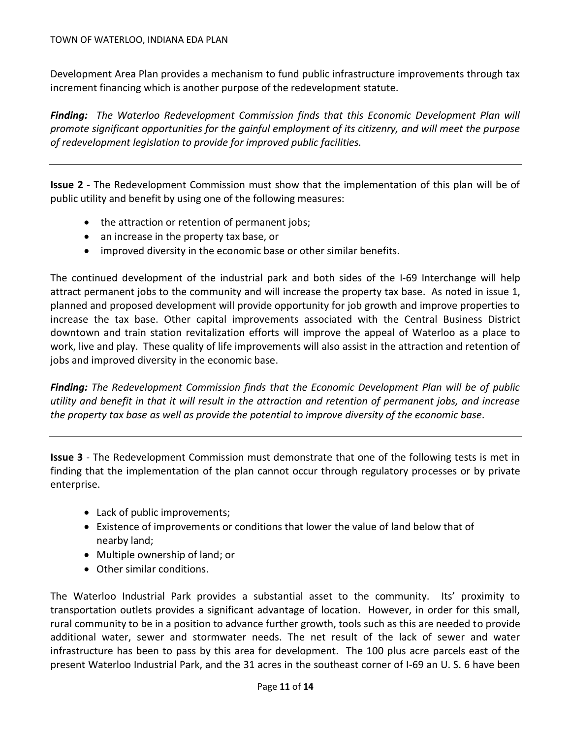Development Area Plan provides a mechanism to fund public infrastructure improvements through tax increment financing which is another purpose of the redevelopment statute.

***Finding:*** *The Waterloo Redevelopment Commission finds that this Economic Development Plan will promote significant opportunities for the gainful employment of its citizenry, and will meet the purpose of redevelopment legislation to provide for improved public facilities.*

---

**Issue 2 -** The Redevelopment Commission must show that the implementation of this plan will be of public utility and benefit by using one of the following measures:

- the attraction or retention of permanent jobs;
- an increase in the property tax base, or
- improved diversity in the economic base or other similar benefits.

The continued development of the industrial park and both sides of the I-69 Interchange will help attract permanent jobs to the community and will increase the property tax base. As noted in issue 1, planned and proposed development will provide opportunity for job growth and improve properties to increase the tax base. Other capital improvements associated with the Central Business District downtown and train station revitalization efforts will improve the appeal of Waterloo as a place to work, live and play. These quality of life improvements will also assist in the attraction and retention of jobs and improved diversity in the economic base.

***Finding:*** *The Redevelopment Commission finds that the Economic Development Plan will be of public utility and benefit in that it will result in the attraction and retention of permanent jobs, and increase the property tax base as well as provide the potential to improve diversity of the economic base.*

---

**Issue 3** - The Redevelopment Commission must demonstrate that one of the following tests is met in finding that the implementation of the plan cannot occur through regulatory processes or by private enterprise.

- Lack of public improvements;
- Existence of improvements or conditions that lower the value of land below that of nearby land;
- Multiple ownership of land; or
- Other similar conditions.

The Waterloo Industrial Park provides a substantial asset to the community. Its' proximity to transportation outlets provides a significant advantage of location. However, in order for this small, rural community to be in a position to advance further growth, tools such as this are needed to provide additional water, sewer and stormwater needs. The net result of the lack of sewer and water infrastructure has been to pass by this area for development. The 100 plus acre parcels east of the present Waterloo Industrial Park, and the 31 acres in the southeast corner of I-69 an U. S. 6 have been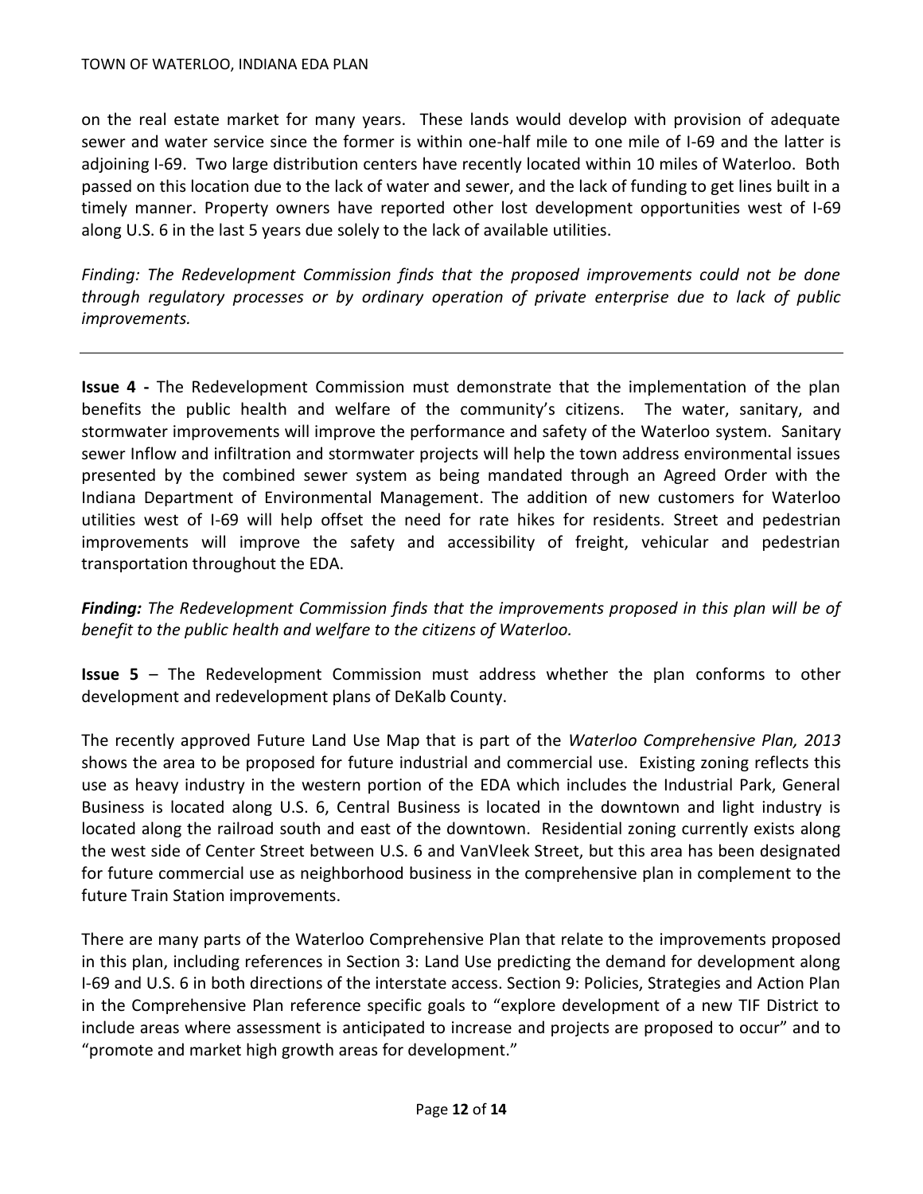on the real estate market for many years. These lands would develop with provision of adequate sewer and water service since the former is within one-half mile to one mile of I-69 and the latter is adjoining I-69. Two large distribution centers have recently located within 10 miles of Waterloo. Both passed on this location due to the lack of water and sewer, and the lack of funding to get lines built in a timely manner. Property owners have reported other lost development opportunities west of I-69 along U.S. 6 in the last 5 years due solely to the lack of available utilities.

*Finding: The Redevelopment Commission finds that the proposed improvements could not be done through regulatory processes or by ordinary operation of private enterprise due to lack of public improvements.*

---

**Issue 4 -** The Redevelopment Commission must demonstrate that the implementation of the plan benefits the public health and welfare of the community's citizens. The water, sanitary, and stormwater improvements will improve the performance and safety of the Waterloo system. Sanitary sewer Inflow and infiltration and stormwater projects will help the town address environmental issues presented by the combined sewer system as being mandated through an Agreed Order with the Indiana Department of Environmental Management. The addition of new customers for Waterloo utilities west of I-69 will help offset the need for rate hikes for residents. Street and pedestrian improvements will improve the safety and accessibility of freight, vehicular and pedestrian transportation throughout the EDA.

***Finding:*** *The Redevelopment Commission finds that the improvements proposed in this plan will be of benefit to the public health and welfare to the citizens of Waterloo.*

**Issue 5** – The Redevelopment Commission must address whether the plan conforms to other development and redevelopment plans of DeKalb County.

The recently approved Future Land Use Map that is part of the *Waterloo Comprehensive Plan, 2013* shows the area to be proposed for future industrial and commercial use. Existing zoning reflects this use as heavy industry in the western portion of the EDA which includes the Industrial Park, General Business is located along U.S. 6, Central Business is located in the downtown and light industry is located along the railroad south and east of the downtown. Residential zoning currently exists along the west side of Center Street between U.S. 6 and VanVleek Street, but this area has been designated for future commercial use as neighborhood business in the comprehensive plan in complement to the future Train Station improvements.

There are many parts of the Waterloo Comprehensive Plan that relate to the improvements proposed in this plan, including references in Section 3: Land Use predicting the demand for development along I-69 and U.S. 6 in both directions of the interstate access. Section 9: Policies, Strategies and Action Plan in the Comprehensive Plan reference specific goals to "explore development of a new TIF District to include areas where assessment is anticipated to increase and projects are proposed to occur" and to "promote and market high growth areas for development."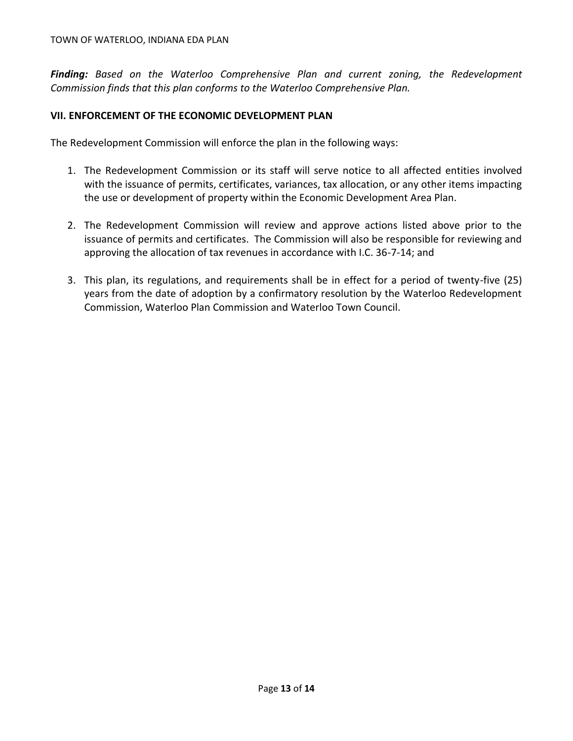***Finding:*** *Based on the Waterloo Comprehensive Plan and current zoning, the Redevelopment Commission finds that this plan conforms to the Waterloo Comprehensive Plan.*

## VII. ENFORCEMENT OF THE ECONOMIC DEVELOPMENT PLAN

The Redevelopment Commission will enforce the plan in the following ways:

1. The Redevelopment Commission or its staff will serve notice to all affected entities involved with the issuance of permits, certificates, variances, tax allocation, or any other items impacting the use or development of property within the Economic Development Area Plan.

2. The Redevelopment Commission will review and approve actions listed above prior to the issuance of permits and certificates. The Commission will also be responsible for reviewing and approving the allocation of tax revenues in accordance with I.C. 36-7-14; and

3. This plan, its regulations, and requirements shall be in effect for a period of twenty-five (25) years from the date of adoption by a confirmatory resolution by the Waterloo Redevelopment Commission, Waterloo Plan Commission and Waterloo Town Council.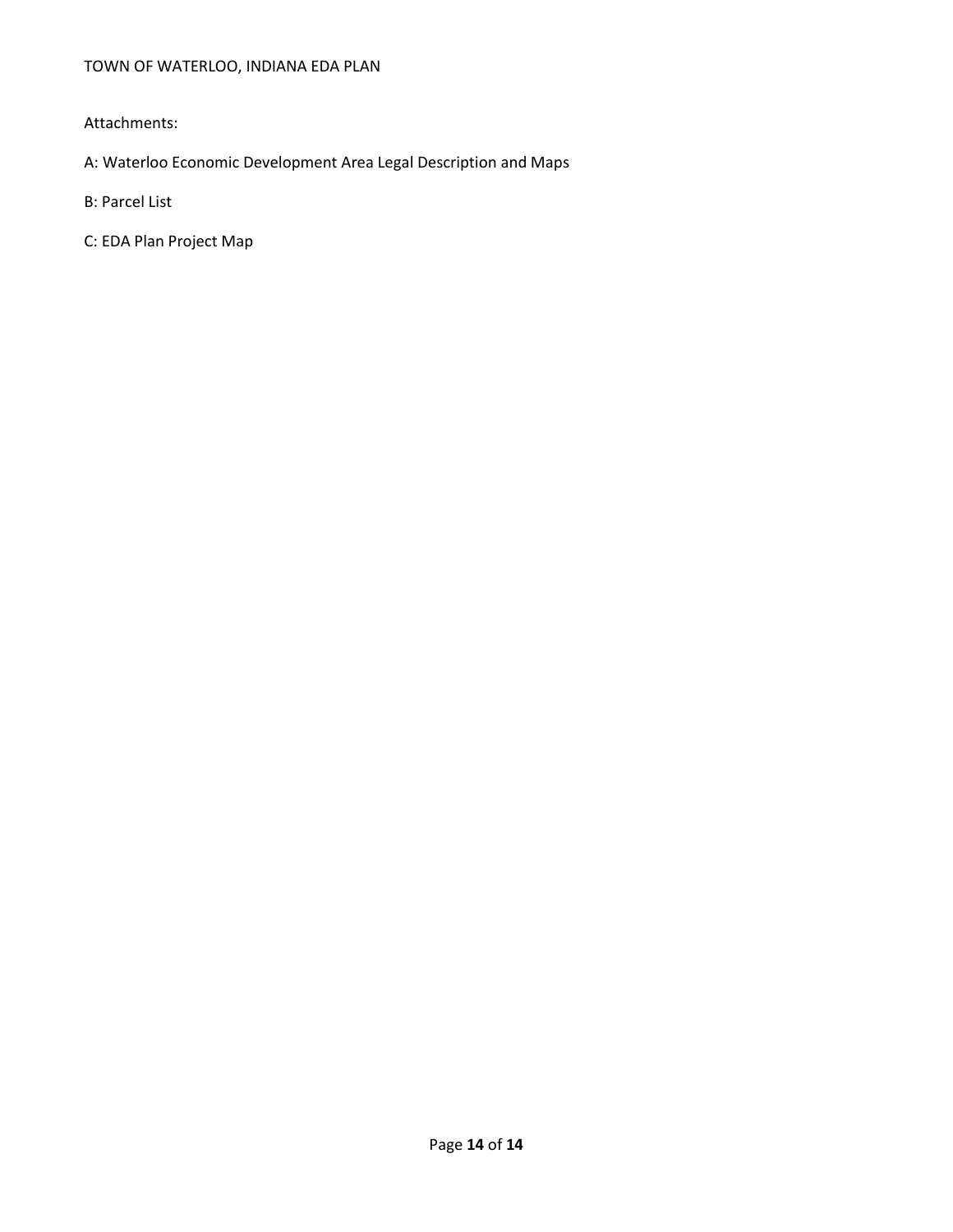Attachments:

A: Waterloo Economic Development Area Legal Description and Maps

B: Parcel List

C: EDA Plan Project Map